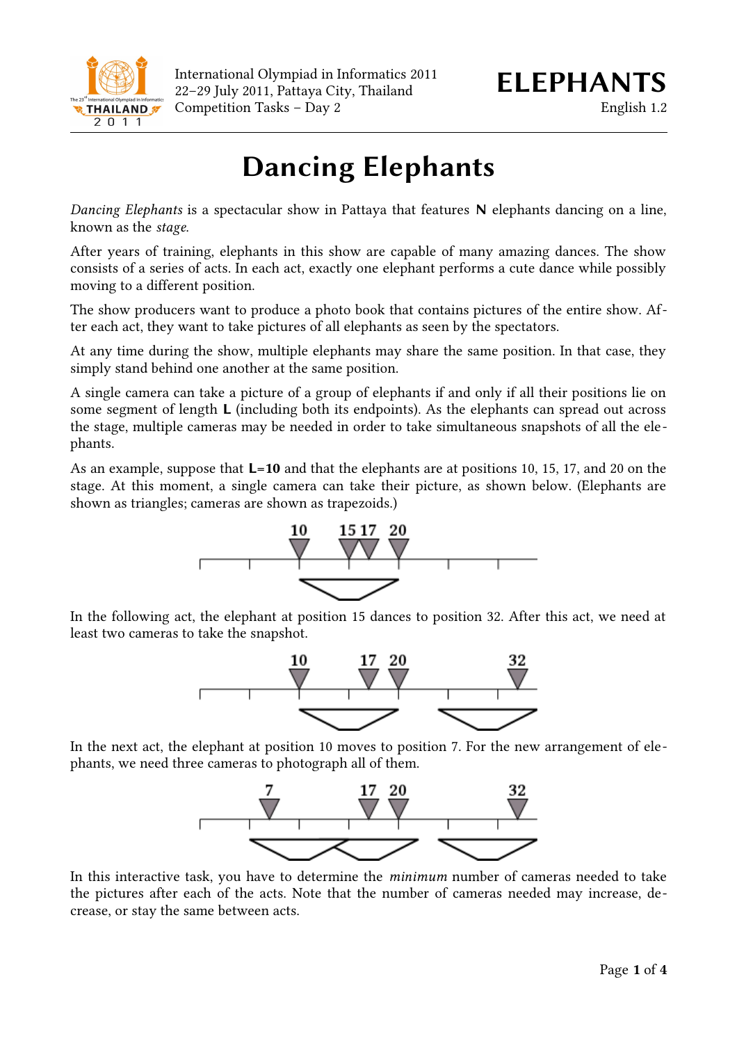# Dancing Elephants

*Dancing Elephants* is a spectacular show in Pattaya that features **N** elephants dancing on a line, known as the *stage*.

After years of training, elephants in this show are capable of many amazing dances. The show consists of a series of acts. In each act, exactly one elephant performs a cute dance while possibly moving to a different position.

The show producers want to produce a photo book that contains pictures of the entire show. After each act, they want to take pictures of all elephants as seen by the spectators.

At any time during the show, multiple elephants may share the same position. In that case, they simply stand behind one another at the same position.

A single camera can take a picture of a group of elephants if and only if all their positions lie on some segment of length **L** (including both its endpoints). As the elephants can spread out across the stage, multiple cameras may be needed in order to take simultaneous snapshots of all the elephants.

As an example, suppose that **L=10** and that the elephants are at positions 10, 15, 17, and 20 on the stage. At this moment, a single camera can take their picture, as shown below. (Elephants are shown as triangles; cameras are shown as trapezoids.)

In the following act, the elephant at position 15 dances to position 32. After this act, we need at least two cameras to take the snapshot.

In the next act, the elephant at position 10 moves to position 7. For the new arrangement of elephants, we need three cameras to photograph all of them.

In this interactive task, you have to determine the *minimum* number of cameras needed to take the pictures after each of the acts. Note that the number of cameras needed may increase, decrease, or stay the same between acts.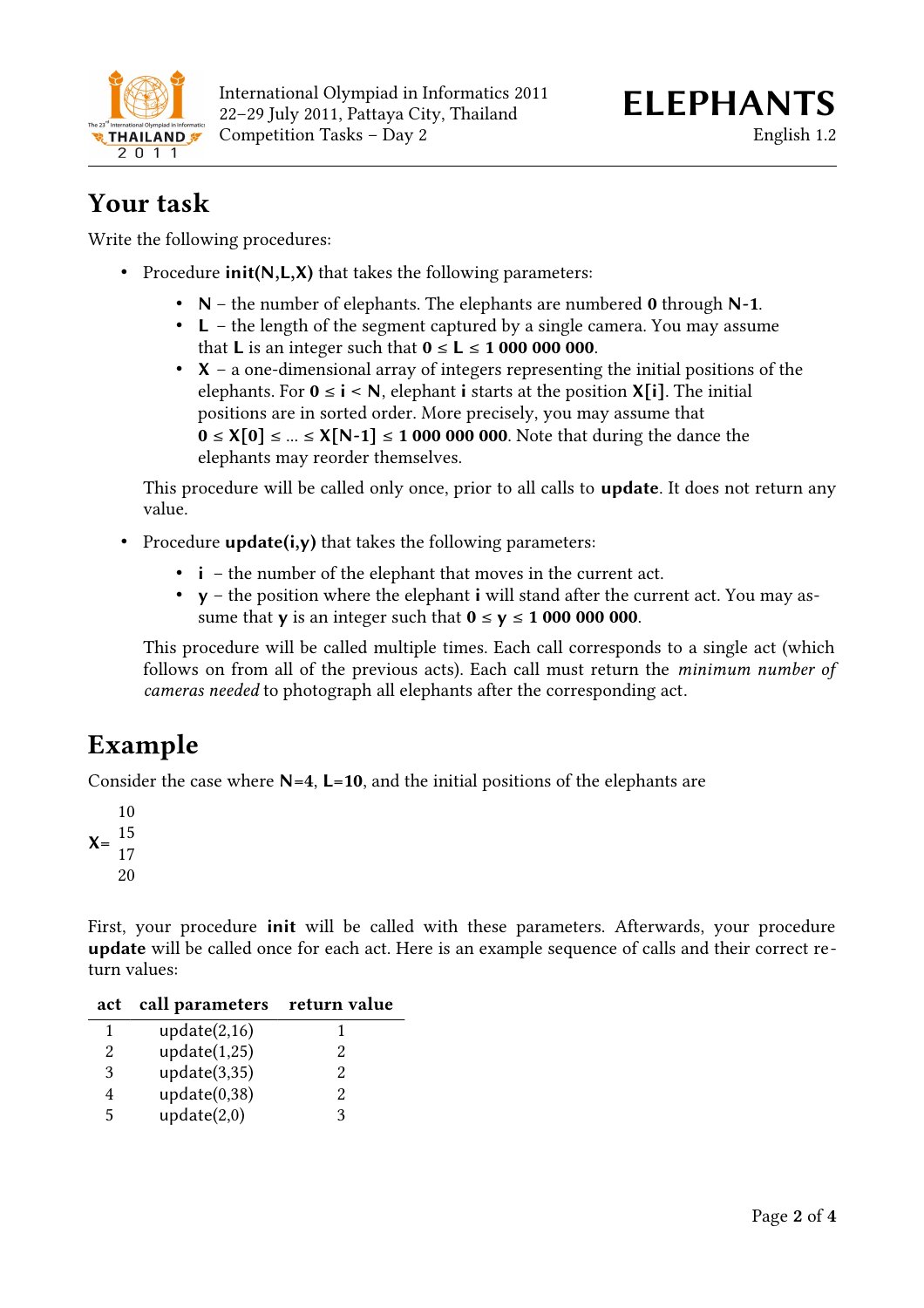## Your task

Write the following procedures:

- Procedure **init(N,L,X)** that takes the following parameters:
  - **N** – the number of elephants. The elephants are numbered **0** through **N-1**.
  - **L** – the length of the segment captured by a single camera. You may assume that **L** is an integer such that **0 ≤ L ≤ 1 000 000 000**.
  - **X** – a one-dimensional array of integers representing the initial positions of the elephants. For **0 ≤ i < N**, elephant **i** starts at the position **X[i]**. The initial positions are in sorted order. More precisely, you may assume that **0 ≤ X[0] ≤ ... ≤ X[N-1] ≤ 1 000 000 000**. Note that during the dance the elephants may reorder themselves.

  This procedure will be called only once, prior to all calls to **update**. It does not return any value.

- Procedure **update(i,y)** that takes the following parameters:
  - **i** – the number of the elephant that moves in the current act.
  - **y** – the position where the elephant **i** will stand after the current act. You may assume that **y** is an integer such that **0 ≤ y ≤ 1 000 000 000**.

  This procedure will be called multiple times. Each call corresponds to a single act (which follows on from all of the previous acts). Each call must return the *minimum number of cameras needed* to photograph all elephants after the corresponding act.

## Example

Consider the case where **N**=**4**, **L**=**10**, and the initial positions of the elephants are

**X**= 
10
15
17
20

First, your procedure **init** will be called with these parameters. Afterwards, your procedure **update** will be called once for each act. Here is an example sequence of calls and their correct return values:

| act | call parameters | return value |
|---|---|---|
| 1 | update(2,16) | 1 |
| 2 | update(1,25) | 2 |
| 3 | update(3,35) | 2 |
| 4 | update(0,38) | 2 |
| 5 | update(2,0) | 3 |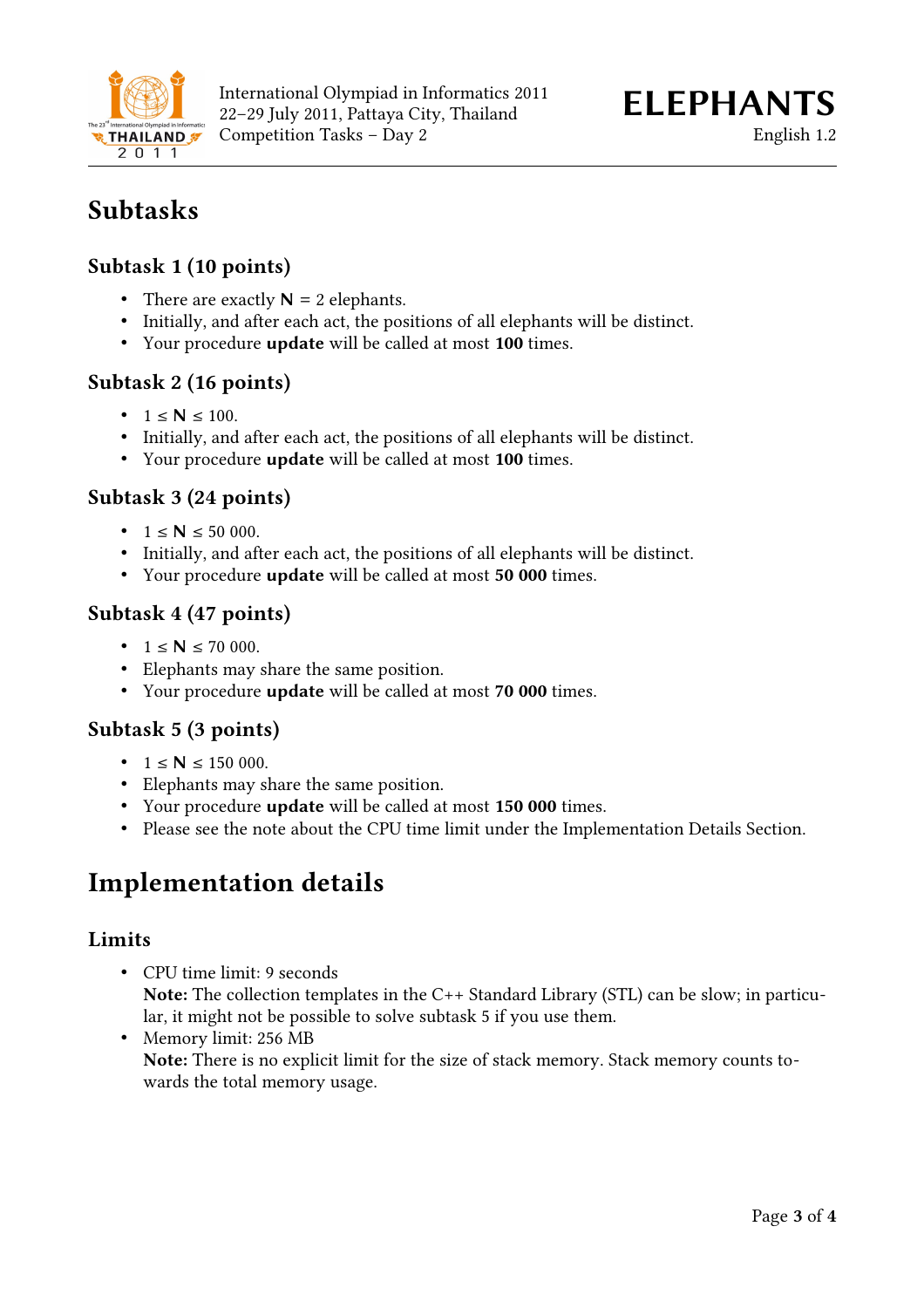# Subtasks

### Subtask 1 (10 points)

- There are exactly **N** = 2 elephants.
- Initially, and after each act, the positions of all elephants will be distinct.
- Your procedure **update** will be called at most **100** times.

### Subtask 2 (16 points)

- 1 ≤ **N** ≤ 100.
- Initially, and after each act, the positions of all elephants will be distinct.
- Your procedure **update** will be called at most **100** times.

### Subtask 3 (24 points)

- 1 ≤ **N** ≤ 50 000.
- Initially, and after each act, the positions of all elephants will be distinct.
- Your procedure **update** will be called at most **50 000** times.

### Subtask 4 (47 points)

- 1 ≤ **N** ≤ 70 000.
- Elephants may share the same position.
- Your procedure **update** will be called at most **70 000** times.

### Subtask 5 (3 points)

- 1 ≤ **N** ≤ 150 000.
- Elephants may share the same position.
- Your procedure **update** will be called at most **150 000** times.
- Please see the note about the CPU time limit under the Implementation Details Section.

# Implementation details

### Limits

- CPU time limit: 9 seconds
  **Note:** The collection templates in the C++ Standard Library (STL) can be slow; in particular, it might not be possible to solve subtask 5 if you use them.
- Memory limit: 256 MB
  **Note:** There is no explicit limit for the size of stack memory. Stack memory counts towards the total memory usage.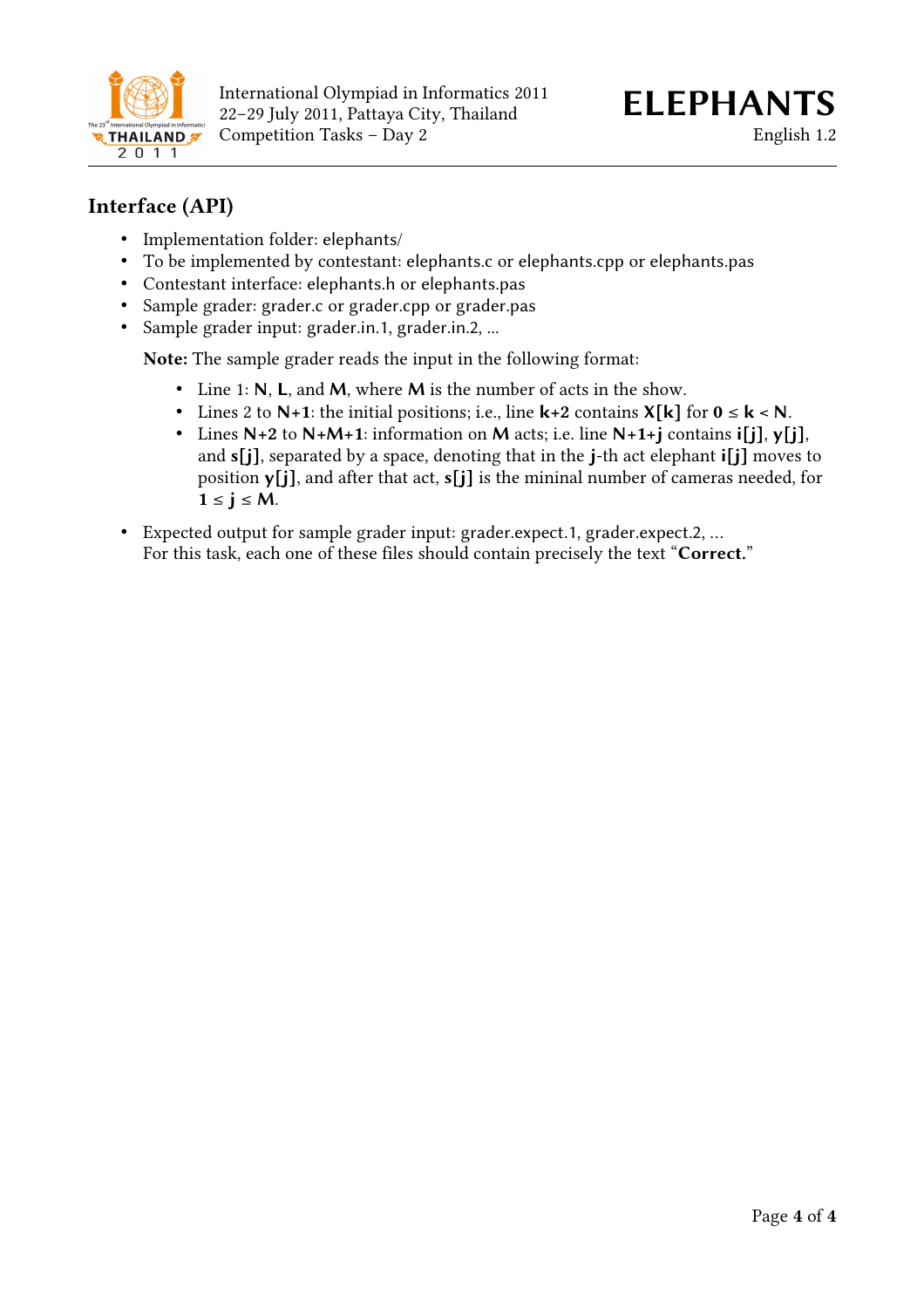## Interface (API)

- Implementation folder: elephants/
- To be implemented by contestant: elephants.c or elephants.cpp or elephants.pas
- Contestant interface: elephants.h or elephants.pas
- Sample grader: grader.c or grader.cpp or grader.pas
- Sample grader input: grader.in.1, grader.in.2, ...

  **Note:** The sample grader reads the input in the following format:

  - Line 1: **N**, **L**, and **M**, where **M** is the number of acts in the show.
  - Lines 2 to **N+1**: the initial positions; i.e., line **k+2** contains **X[k]** for **0** ≤ **k** < **N**.
  - Lines **N+2** to **N+M+1**: information on **M** acts; i.e. line **N+1+j** contains **i[j]**, **y[j]**, and **s[j]**, separated by a space, denoting that in the **j**-th act elephant **i[j]** moves to position **y[j]**, and after that act, **s[j]** is the mininal number of cameras needed, for **1** ≤ **j** ≤ **M**.

- Expected output for sample grader input: grader.expect.1, grader.expect.2, ...
  For this task, each one of these files should contain precisely the text "**Correct.**"